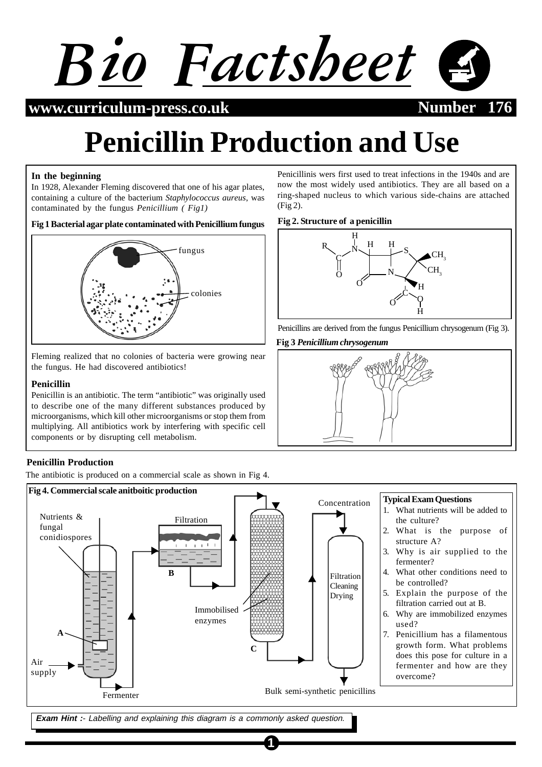# Penicillin Production and Use

### In the beginning

In 1928, Alexander Fleming discovered that one of his agar plates, containing a culture of the bacterium *Staphylococcus aureus*, was contaminated by the fungus *Penicillium ( Fig1)*

**Fig 1 Bacterial agar plate contaminated with Penicillium fungus**

Fleming realized that no colonies of bacteria were growing near the fungus. He had discovered antibiotics!

### Penicillin

Penicillin is an antibiotic. The term "antibiotic" was originally used to describe one of the many different substances produced by microorganisms, which kill other microorganisms or stop them from multiplying. All antibiotics work by interfering with specific cell components or by disrupting cell metabolism.

Penicillinis wers first used to treat infections in the 1940s and are now the most widely used antibiotics. They are all based on a ring-shaped nucleus to which various side-chains are attached (Fig 2).

**Fig 2. Structure of a penicillin**

Penicillins are derived from the fungus Penicillium chrysogenum (Fig 3).

**Fig 3 *Penicillium chrysogenum***

### Penicillin Production

The antibiotic is produced on a commercial scale as shown in Fig 4.

**Fig 4. Commercial scale anitboitic production**

**Typical Exam Questions**

1. What nutrients will be added to the culture?
2. What is the purpose of structure A?
3. Why is air supplied to the fermenter?
4. What other conditions need to be controlled?
5. Explain the purpose of the filtration carried out at B.
6. Why are immobilized enzymes used?
7. Penicillium has a filamentous growth form. What problems does this pose for culture in a fermenter and how are they overcome?

***Exam Hint :-*** *Labelling and explaining this diagram is a commonly asked question.*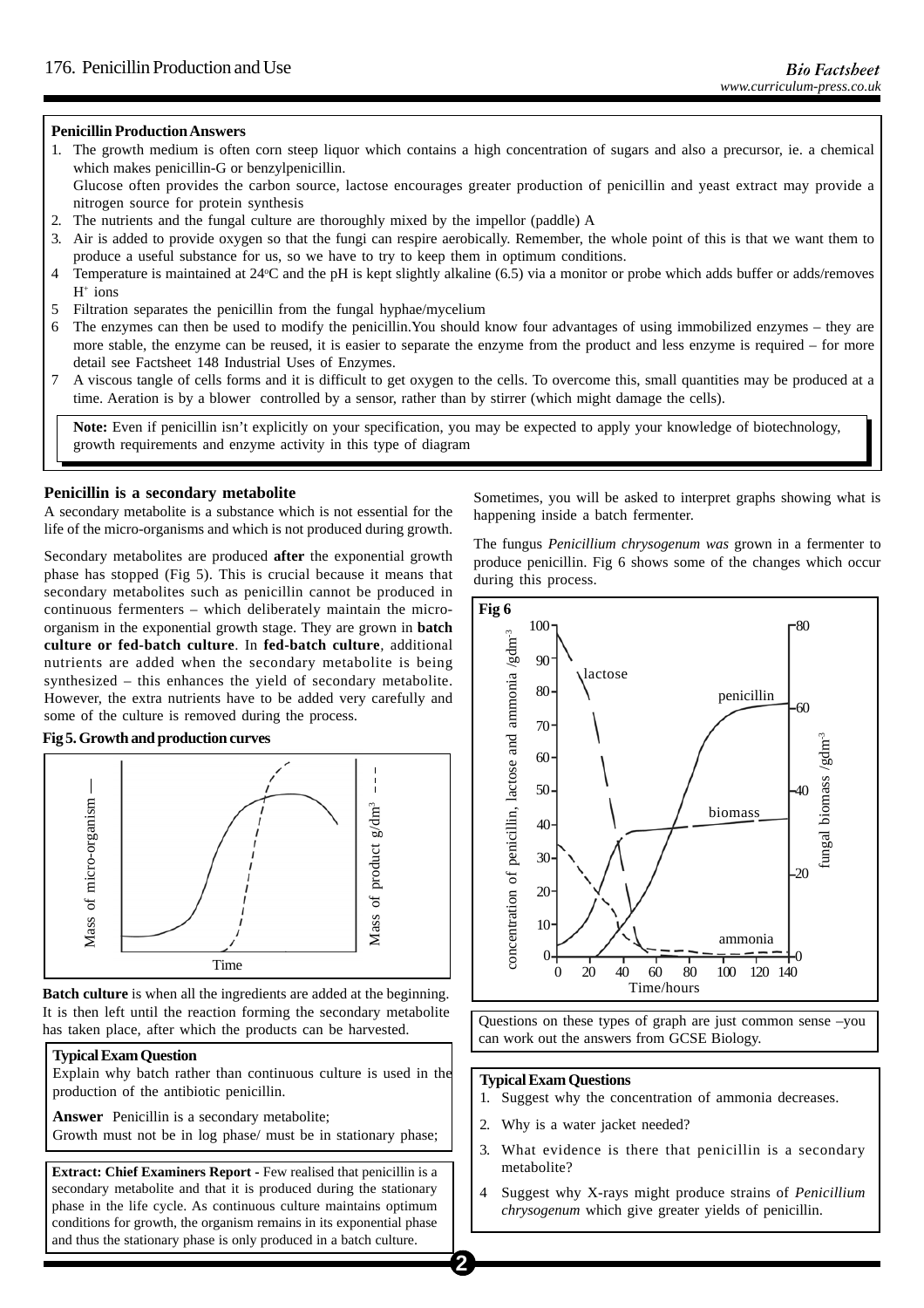**Penicillin Production Answers**

1. The growth medium is often corn steep liquor which contains a high concentration of sugars and also a precursor, ie. a chemical which makes penicillin-G or benzylpenicillin.
   Glucose often provides the carbon source, lactose encourages greater production of penicillin and yeast extract may provide a nitrogen source for protein synthesis
2. The nutrients and the fungal culture are thoroughly mixed by the impellor (paddle) A
3. Air is added to provide oxygen so that the fungi can respire aerobically. Remember, the whole point of this is that we want them to produce a useful substance for us, so we have to try to keep them in optimum conditions.
4. Temperature is maintained at 24°C and the pH is kept slightly alkaline (6.5) via a monitor or probe which adds buffer or adds/removes $H^+$ ions
5. Filtration separates the penicillin from the fungal hyphae/mycelium
6. The enzymes can then be used to modify the penicillin. You should know four advantages of using immobilized enzymes – they are more stable, the enzyme can be reused, it is easier to separate the enzyme from the product and less enzyme is required – for more detail see Factsheet 148 Industrial Uses of Enzymes.
7. A viscous tangle of cells forms and it is difficult to get oxygen to the cells. To overcome this, small quantities may be produced at a time. Aeration is by a blower controlled by a sensor, rather than by stirrer (which might damage the cells).

**Note:** Even if penicillin isn't explicitly on your specification, you may be expected to apply your knowledge of biotechnology, growth requirements and enzyme activity in this type of diagram

## Penicillin is a secondary metabolite

A secondary metabolite is a substance which is not essential for the life of the micro-organisms and which is not produced during growth.

Secondary metabolites are produced **after** the exponential growth phase has stopped (Fig 5). This is crucial because it means that secondary metabolites such as penicillin cannot be produced in continuous fermenters – which deliberately maintain the micro-organism in the exponential growth stage. They are grown in **batch culture or fed-batch culture**. In **fed-batch culture**, additional nutrients are added when the secondary metabolite is being synthesized – this enhances the yield of secondary metabolite. However, the extra nutrients have to be added very carefully and some of the culture is removed during the process.

**Fig 5. Growth and production curves**

**Batch culture** is when all the ingredients are added at the beginning. It is then left until the reaction forming the secondary metabolite has taken place, after which the products can be harvested.

**Typical Exam Question**

Explain why batch rather than continuous culture is used in the production of the antibiotic penicillin.

**Answer** Penicillin is a secondary metabolite;
Growth must not be in log phase/ must be in stationary phase;

**Extract: Chief Examiners Report -** Few realised that penicillin is a secondary metabolite and that it is produced during the stationary phase in the life cycle. As continuous culture maintains optimum conditions for growth, the organism remains in its exponential phase and thus the stationary phase is only produced in a batch culture.

Sometimes, you will be asked to interpret graphs showing what is happening inside a batch fermenter.

The fungus *Penicillium chrysogenum was* grown in a fermenter to produce penicillin. Fig 6 shows some of the changes which occur during this process.

**Fig 6**

Questions on these types of graph are just common sense –you can work out the answers from GCSE Biology.

**Typical Exam Questions**

1. Suggest why the concentration of ammonia decreases.
2. Why is a water jacket needed?
3. What evidence is there that penicillin is a secondary metabolite?
4. Suggest why X-rays might produce strains of *Penicillium chrysogenum* which give greater yields of penicillin.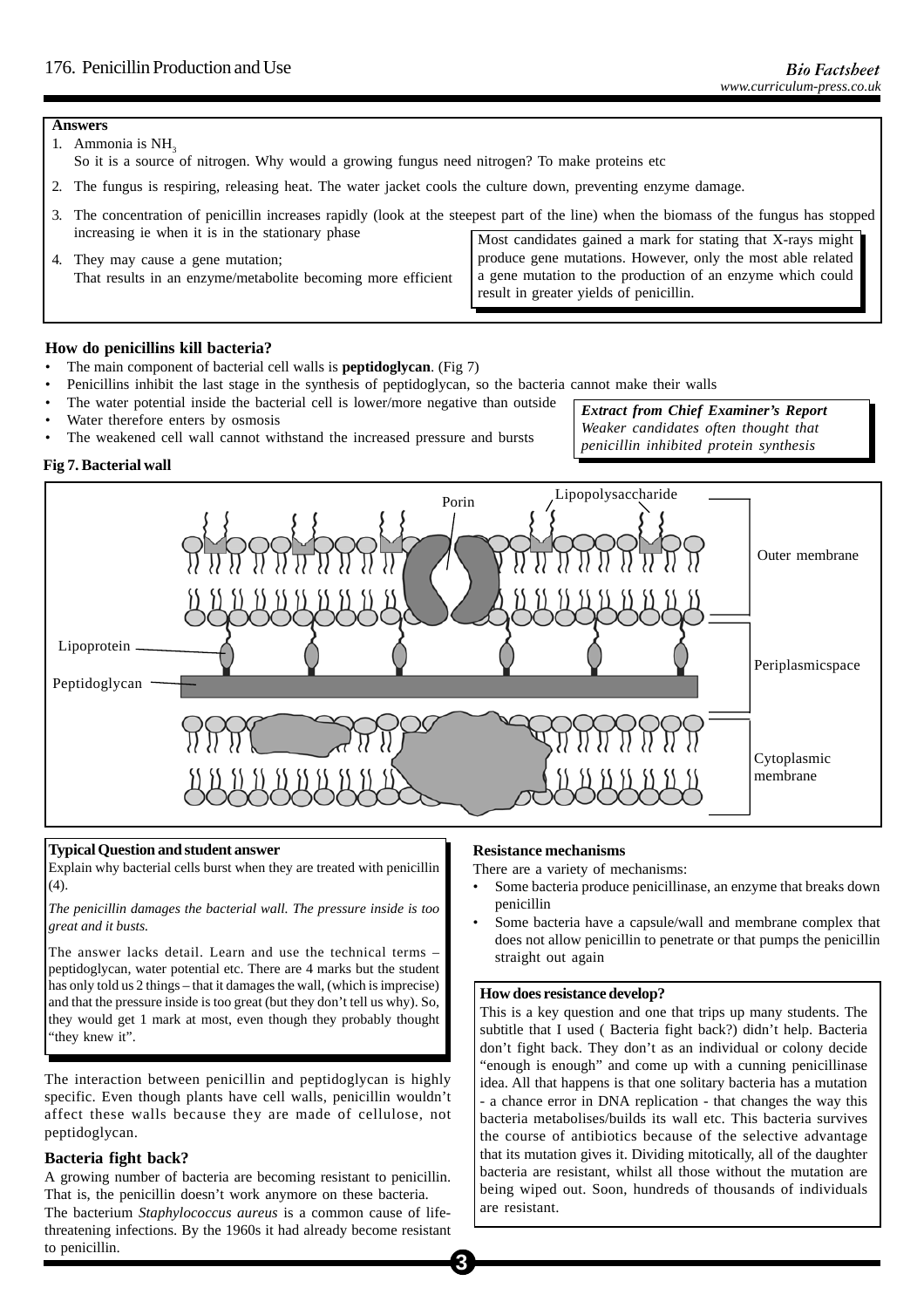**Answers**

1. Ammonia is $NH_3$
   So it is a source of nitrogen. Why would a growing fungus need nitrogen? To make proteins etc
2. The fungus is respiring, releasing heat. The water jacket cools the culture down, preventing enzyme damage.
3. The concentration of penicillin increases rapidly (look at the steepest part of the line) when the biomass of the fungus has stopped increasing ie when it is in the stationary phase
4. They may cause a gene mutation;
   That results in an enzyme/metabolite becoming more efficient

Most candidates gained a mark for stating that X-rays might produce gene mutations. However, only the most able related a gene mutation to the production of an enzyme which could result in greater yields of penicillin.

## How do penicillins kill bacteria?

- The main component of bacterial cell walls is **peptidoglycan**. (Fig 7)
- Penicillins inhibit the last stage in the synthesis of peptidoglycan, so the bacteria cannot make their walls
- The water potential inside the bacterial cell is lower/more negative than outside
- Water therefore enters by osmosis
- The weakened cell wall cannot withstand the increased pressure and bursts

***Extract from Chief Examiner's Report***
*Weaker candidates often thought that penicillin inhibited protein synthesis*

**Fig 7. Bacterial wall**

Porin, Lipopolysaccharide, Outer membrane, Lipoprotein, Peptidoglycan, Periplasmicspace, Cytoplasmic membrane

**Typical Question and student answer**

Explain why bacterial cells burst when they are treated with penicillin (4).

*The penicillin damages the bacterial wall. The pressure inside is too great and it busts.*

The answer lacks detail. Learn and use the technical terms – peptidoglycan, water potential etc. There are 4 marks but the student has only told us 2 things – that it damages the wall, (which is imprecise) and that the pressure inside is too great (but they don't tell us why). So, they would get 1 mark at most, even though they probably thought "they knew it".

The interaction between penicillin and peptidoglycan is highly specific. Even though plants have cell walls, penicillin wouldn't affect these walls because they are made of cellulose, not peptidoglycan.

## Bacteria fight back?

A growing number of bacteria are becoming resistant to penicillin. That is, the penicillin doesn't work anymore on these bacteria.

The bacterium *Staphylococcus aureus* is a common cause of life-threatening infections. By the 1960s it had already become resistant to penicillin.

**Resistance mechanisms**

There are a variety of mechanisms:

- Some bacteria produce penicillinase, an enzyme that breaks down penicillin
- Some bacteria have a capsule/wall and membrane complex that does not allow penicillin to penetrate or that pumps the penicillin straight out again

**How does resistance develop?**

This is a key question and one that trips up many students. The subtitle that I used ( Bacteria fight back?) didn't help. Bacteria don't fight back. They don't as an individual or colony decide "enough is enough" and come up with a cunning penicillinase idea. All that happens is that one solitary bacteria has a mutation - a chance error in DNA replication - that changes the way this bacteria metabolises/builds its wall etc. This bacteria survives the course of antibiotics because of the selective advantage that its mutation gives it. Dividing mitotically, all of the daughter bacteria are resistant, whilst all those without the mutation are being wiped out. Soon, hundreds of thousands of individuals are resistant.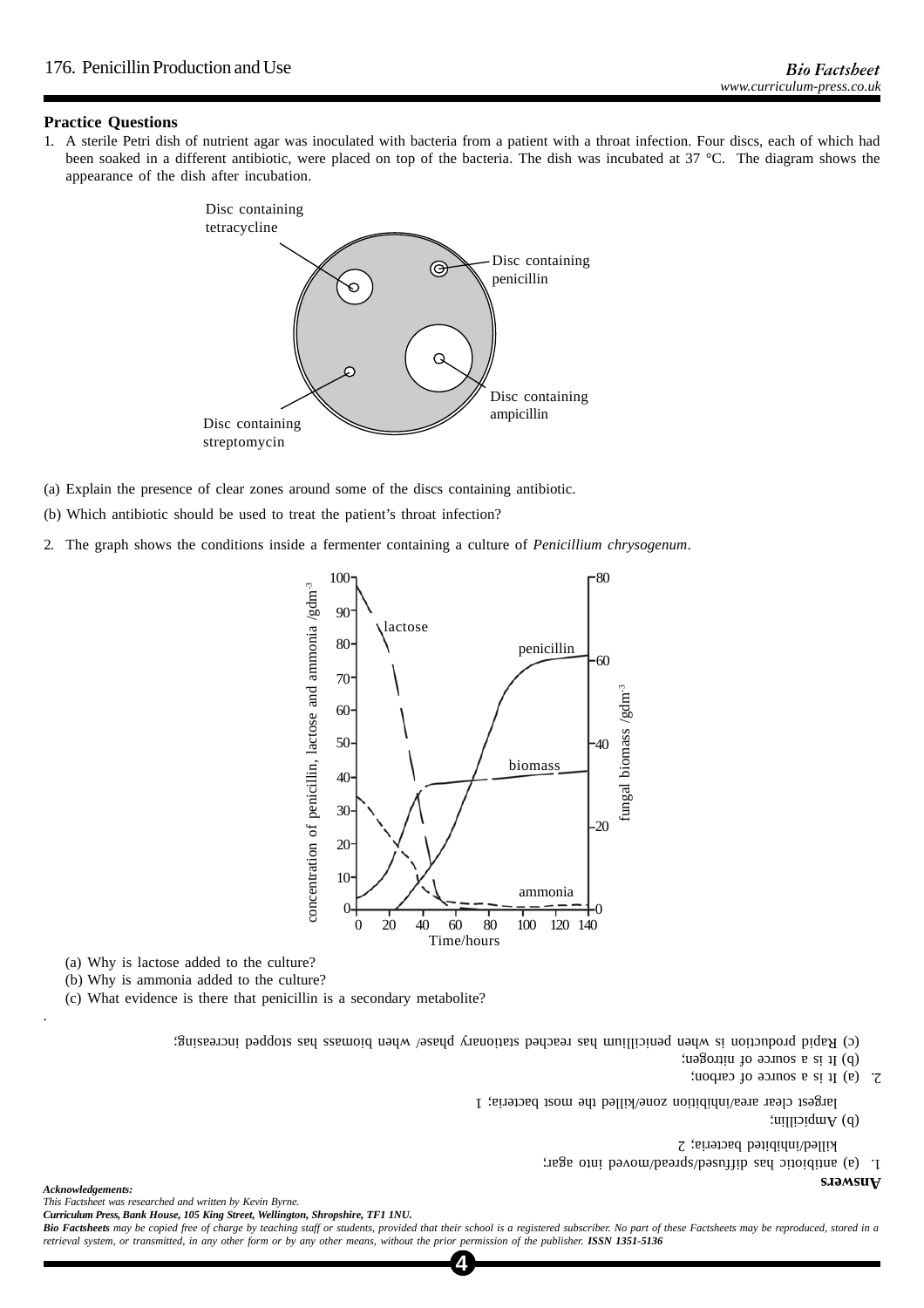## Practice Questions

1. A sterile Petri dish of nutrient agar was inoculated with bacteria from a patient with a throat infection. Four discs, each of which had been soaked in a different antibiotic, were placed on top of the bacteria. The dish was incubated at 37 °C. The diagram shows the appearance of the dish after incubation.

Disc containing tetracycline

Disc containing penicillin

Disc containing ampicillin

Disc containing streptomycin

(a) Explain the presence of clear zones around some of the discs containing antibiotic.

(b) Which antibiotic should be used to treat the patient's throat infection?

2. The graph shows the conditions inside a fermenter containing a culture of *Penicillium chrysogenum*.

concentration of penicillin, lactose and ammonia /$gdm^{-3}$

100
90
80
70
60
50
40
30
20
10
0

fungal biomass /$gdm^{-3}$

80
60
40
20
0

lactose

penicillin

biomass

ammonia

0 20 40 60 80 100 120 140

Time/hours

(a) Why is lactose added to the culture?

(b) Why is ammonia added to the culture?

(c) What evidence is there that penicillin is a secondary metabolite?

### Answers

1. (a) antibiotic has diffused/spread/moved into agar;
killed/inhibited bacteria; 2

(b) Ampicillin;
largest clear area/inhibition zone/killed the most bacteria; 1

2. (a) It is a source of carbon;

(b) It is a source of nitrogen;

(c) Rapid production is when penicillium has reached stationary phase/ when biomass has stopped increasing;

***Acknowledgements:***

*This Factsheet was researched and written by Kevin Byrne.*

***Curriculum Press, Bank House, 105 King Street, Wellington, Shropshire, TF1 1NU.***

***Bio Factsheets** may be copied free of charge by teaching staff or students, provided that their school is a registered subscriber. No part of these Factsheets may be reproduced, stored in a retrieval system, or transmitted, in any other form or by any other means, without the prior permission of the publisher. **ISSN 1351-5136***